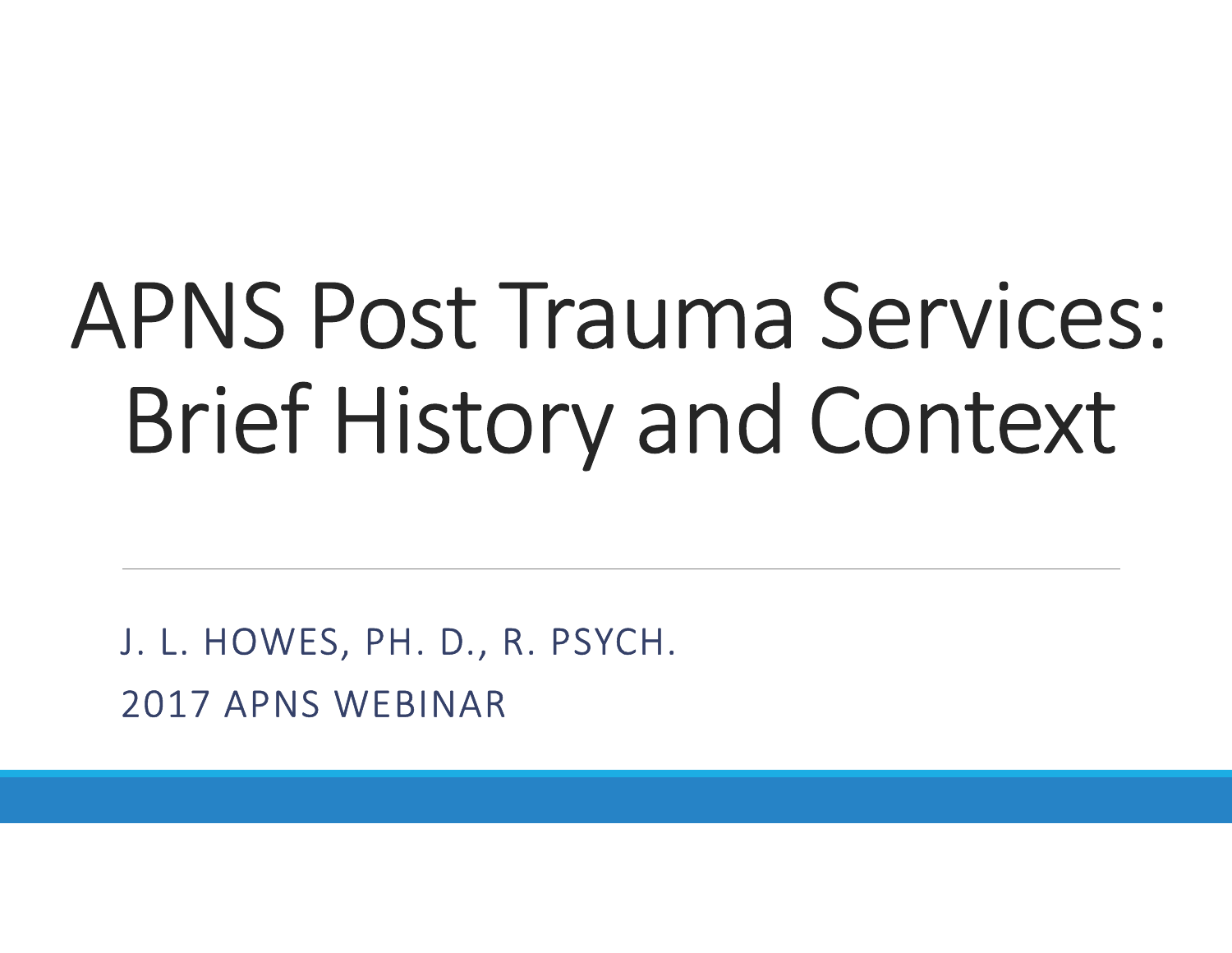# APNS Post Trauma Services: Brief History and Context

J. L. HOWES, PH. D., R. PSYCH.

2017 APNS WEBINAR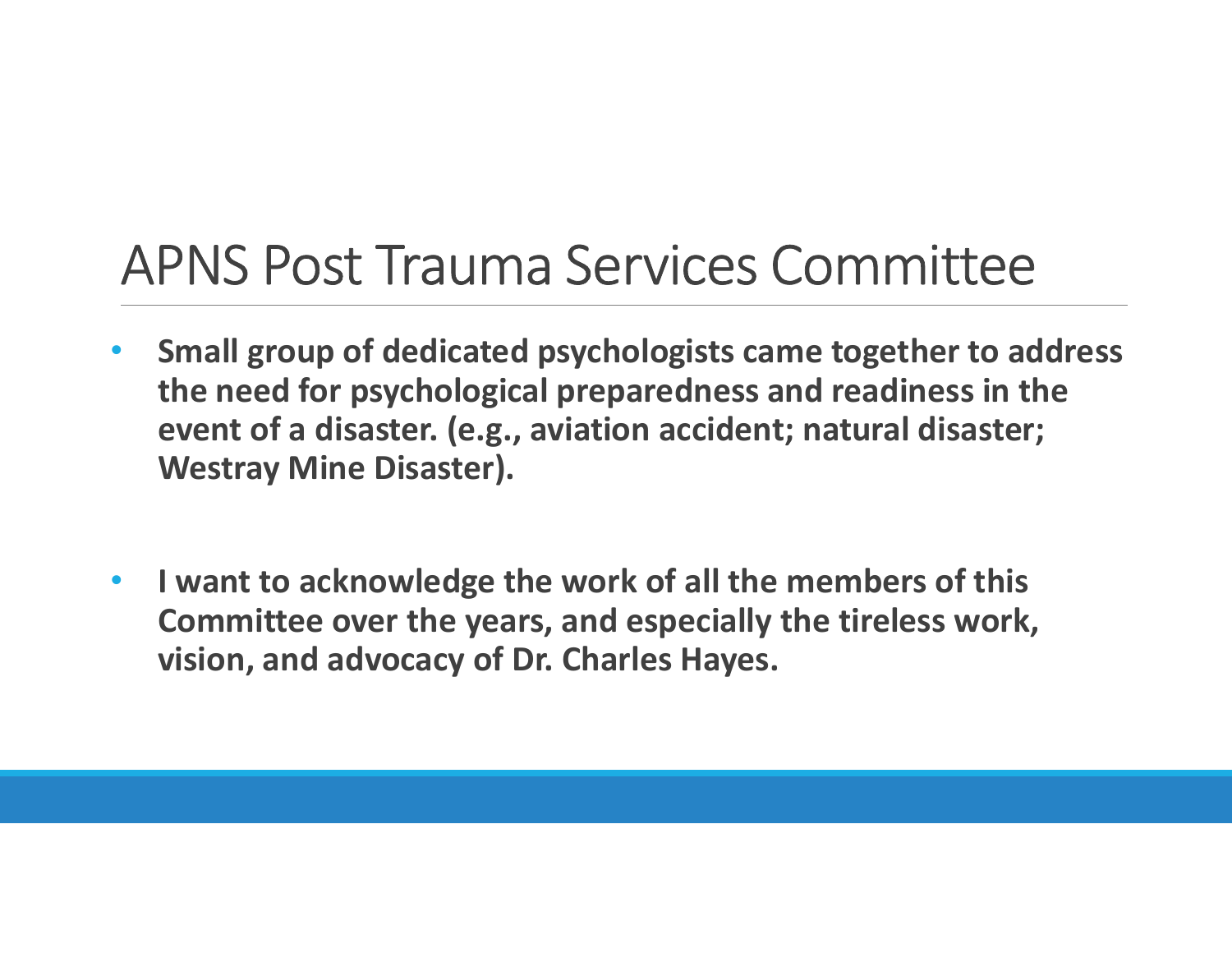# APNS Post Trauma Services Committee

- **Small group of dedicated psychologists came together to address the need for psychological preparedness and readiness in the event of a disaster. (e.g., aviation accident; natural disaster; Westray Mine Disaster).**

- **I want to acknowledge the work of all the members of this Committee over the years, and especially the tireless work, vision, and advocacy of Dr. Charles Hayes.**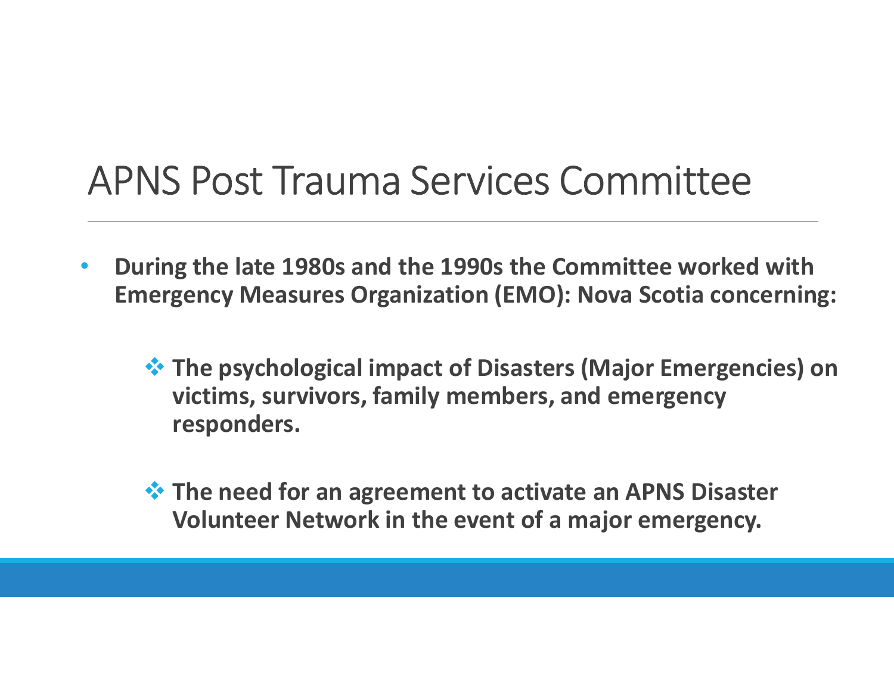# APNS Post Trauma Services Committee

- **During the late 1980s and the 1990s the Committee worked with Emergency Measures Organization (EMO): Nova Scotia concerning:**
  - **The psychological impact of Disasters (Major Emergencies) on victims, survivors, family members, and emergency responders.**
  - **The need for an agreement to activate an APNS Disaster Volunteer Network in the event of a major emergency.**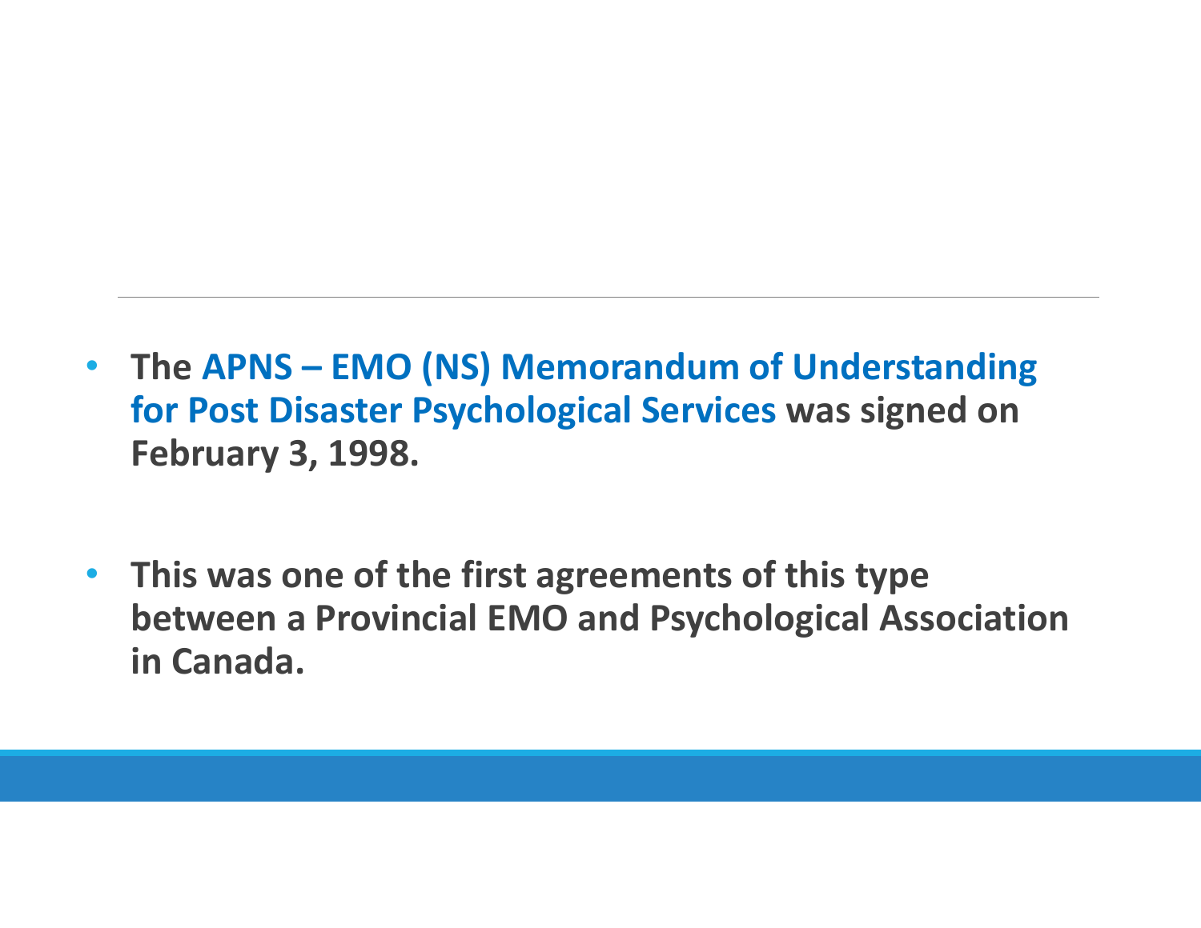- **The APNS – EMO (NS) Memorandum of Understanding for Post Disaster Psychological Services was signed on February 3, 1998.**

- **This was one of the first agreements of this type between a Provincial EMO and Psychological Association in Canada.**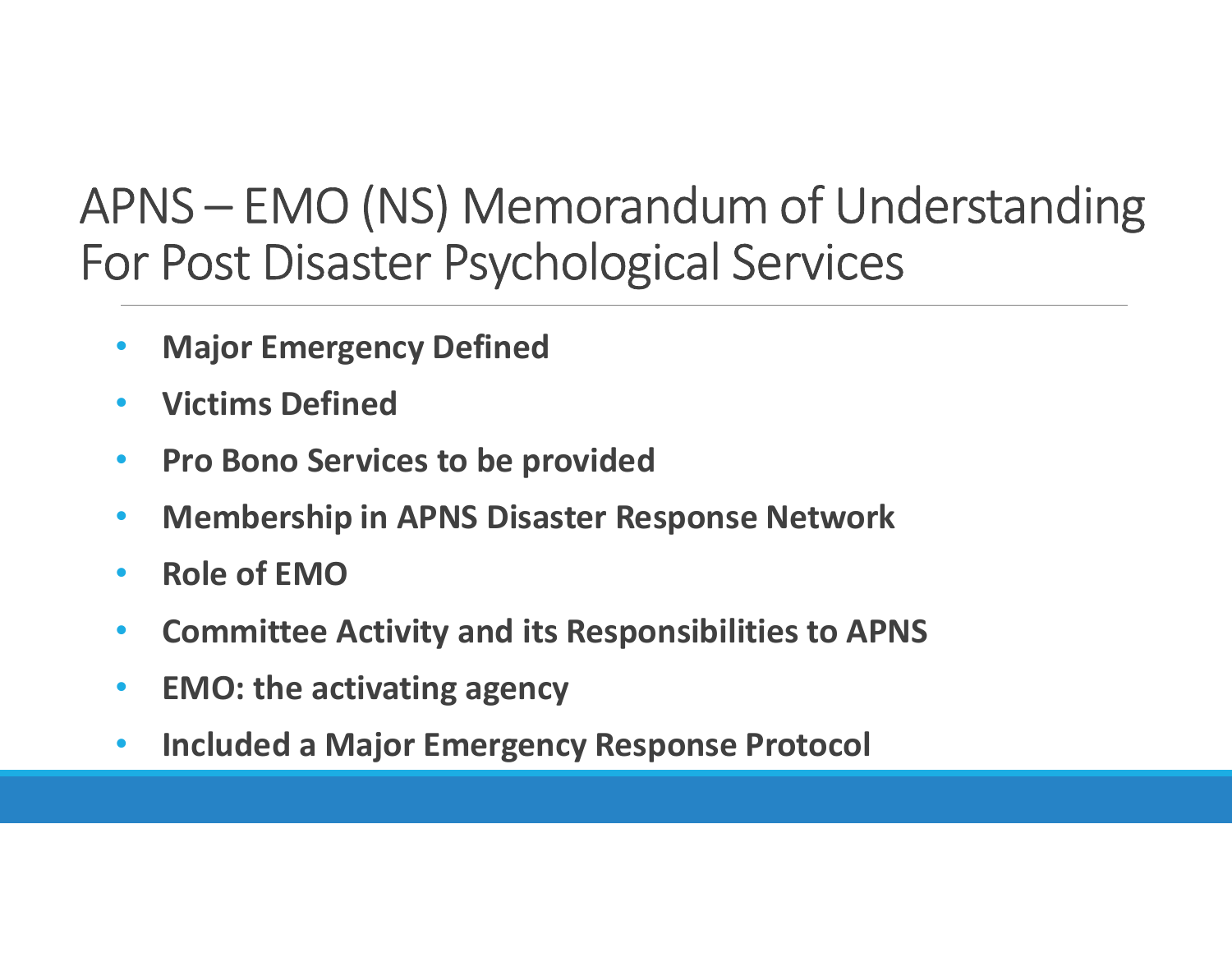# APNS – EMO (NS) Memorandum of Understanding For Post Disaster Psychological Services

- **Major Emergency Defined**
- **Victims Defined**
- **Pro Bono Services to be provided**
- **Membership in APNS Disaster Response Network**
- **Role of EMO**
- **Committee Activity and its Responsibilities to APNS**
- **EMO: the activating agency**
- **Included a Major Emergency Response Protocol**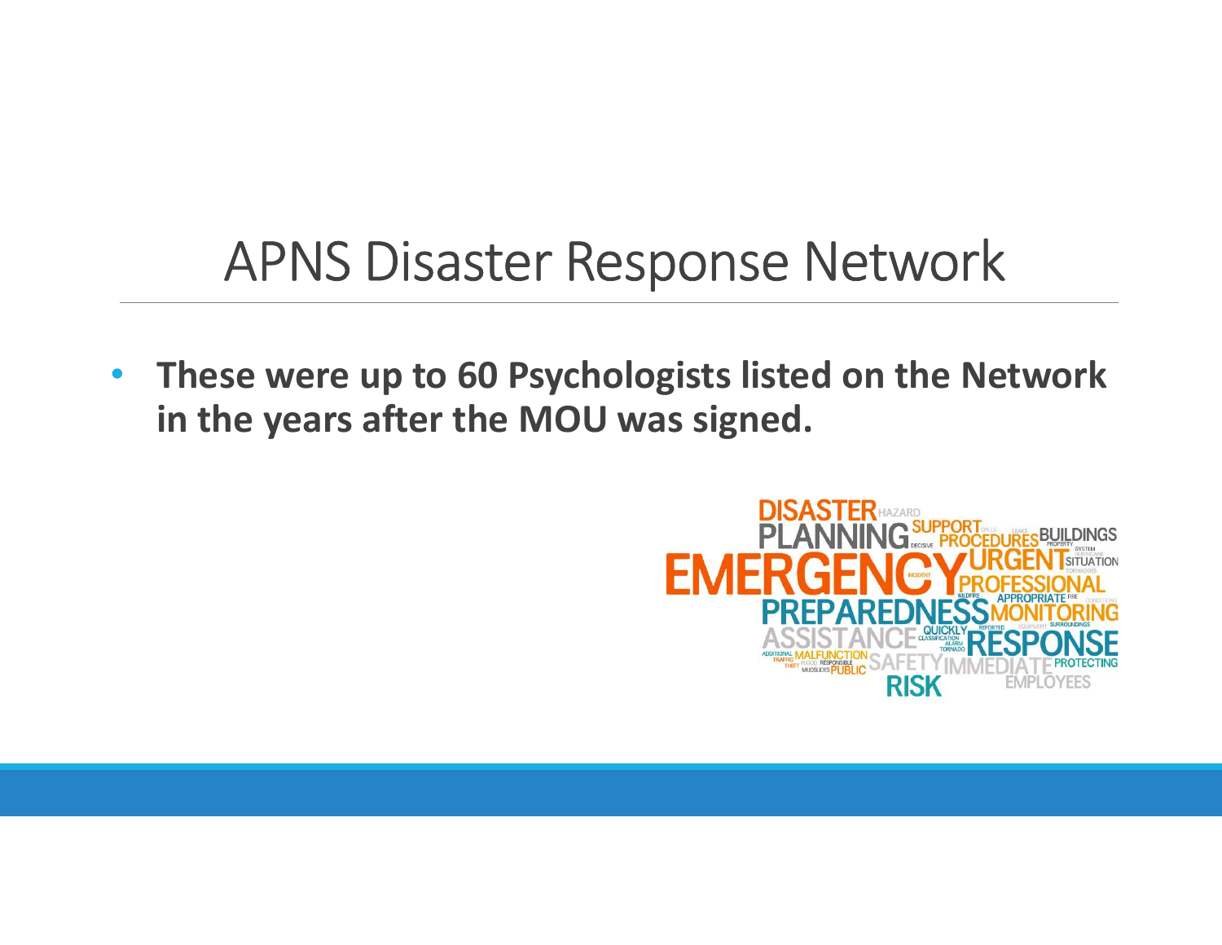# APNS Disaster Response Network

- **These were up to 60 Psychologists listed on the Network in the years after the MOU was signed.**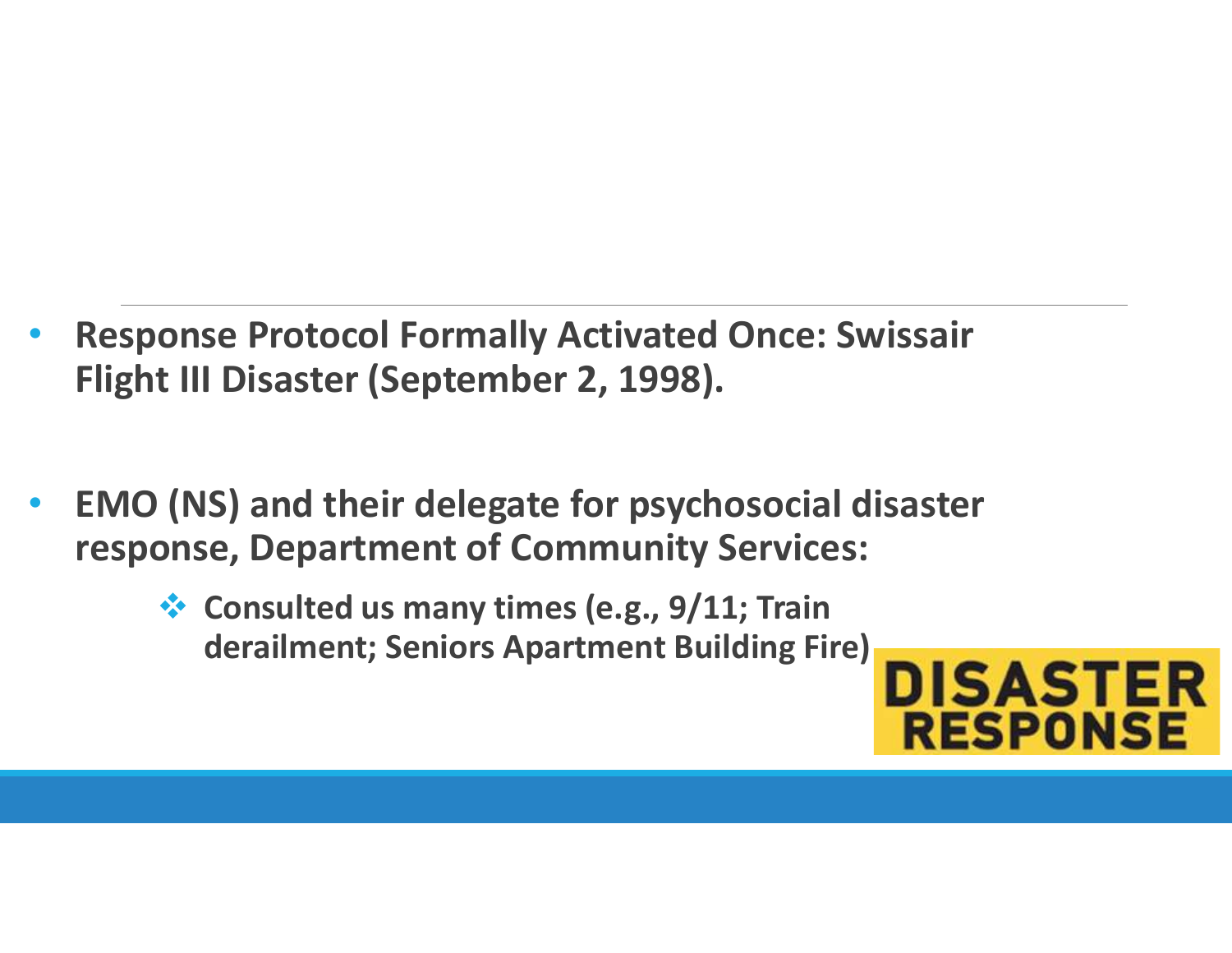- **Response Protocol Formally Activated Once: Swissair Flight III Disaster (September 2, 1998).**

- **EMO (NS) and their delegate for psychosocial disaster response, Department of Community Services:**
  - **Consulted us many times (e.g., 9/11; Train derailment; Seniors Apartment Building Fire)**

DISASTER RESPONSE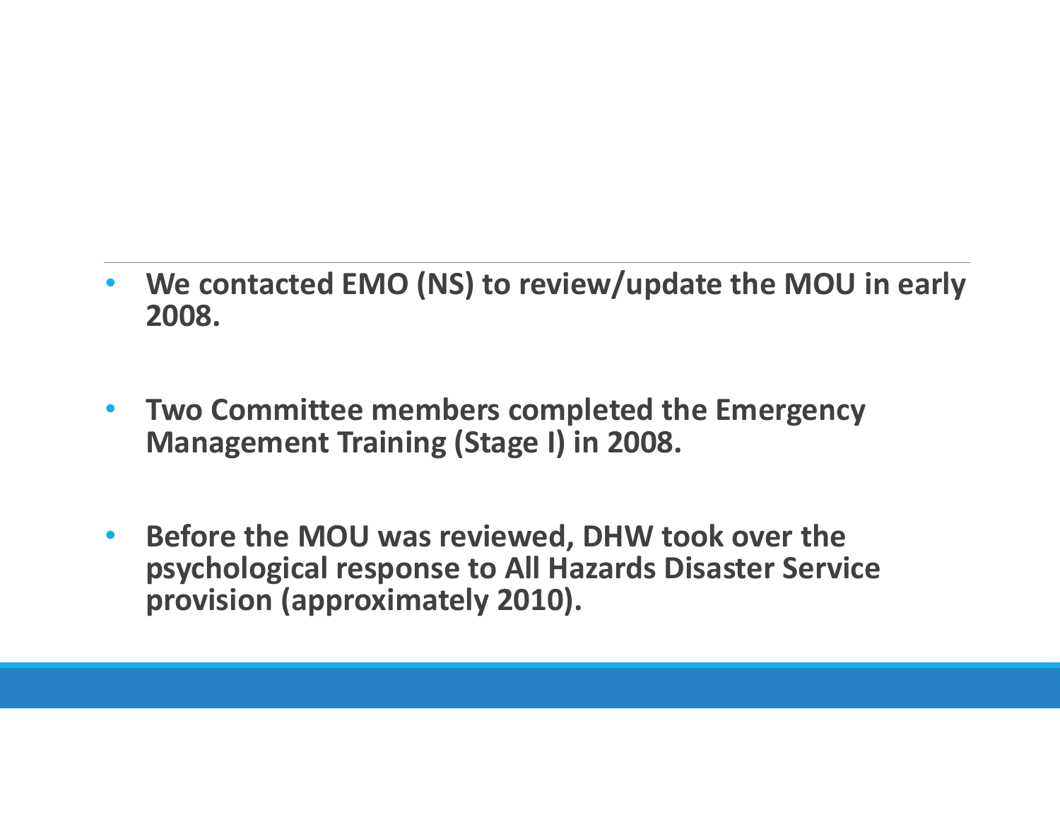- **We contacted EMO (NS) to review/update the MOU in early 2008.**

- **Two Committee members completed the Emergency Management Training (Stage I) in 2008.**

- **Before the MOU was reviewed, DHW took over the psychological response to All Hazards Disaster Service provision (approximately 2010).**